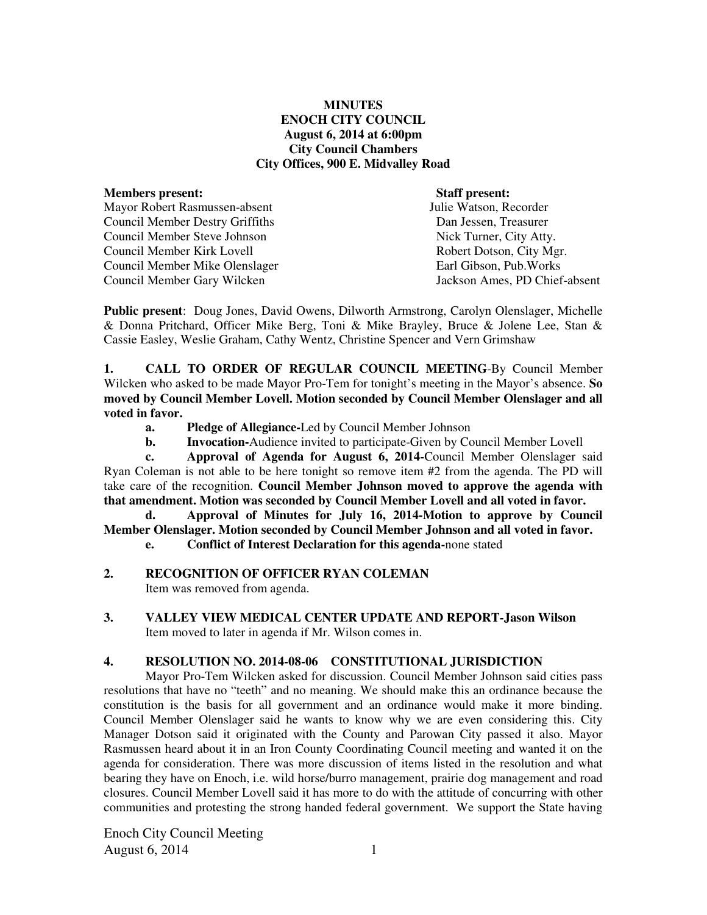**MINUTES**
**ENOCH CITY COUNCIL**
**August 6, 2014 at 6:00pm**
**City Council Chambers**
**City Offices, 900 E. Midvalley Road**

| **Members present:** | **Staff present:** |
|---|---|
| Mayor Robert Rasmussen-absent | Julie Watson, Recorder |
| Council Member Destry Griffiths | Dan Jessen, Treasurer |
| Council Member Steve Johnson | Nick Turner, City Atty. |
| Council Member Kirk Lovell | Robert Dotson, City Mgr. |
| Council Member Mike Olenslager | Earl Gibson, Pub.Works |
| Council Member Gary Wilcken | Jackson Ames, PD Chief-absent |

**Public present**: Doug Jones, David Owens, Dilworth Armstrong, Carolyn Olenslager, Michelle & Donna Pritchard, Officer Mike Berg, Toni & Mike Brayley, Bruce & Jolene Lee, Stan & Cassie Easley, Weslie Graham, Cathy Wentz, Christine Spencer and Vern Grimshaw

**1. CALL TO ORDER OF REGULAR COUNCIL MEETING**-By Council Member Wilcken who asked to be made Mayor Pro-Tem for tonight's meeting in the Mayor's absence. **So moved by Council Member Lovell. Motion seconded by Council Member Olenslager and all voted in favor.**

- **a. Pledge of Allegiance-**Led by Council Member Johnson
- **b. Invocation-**Audience invited to participate-Given by Council Member Lovell
- **c. Approval of Agenda for August 6, 2014-**Council Member Olenslager said Ryan Coleman is not able to be here tonight so remove item #2 from the agenda. The PD will take care of the recognition. **Council Member Johnson moved to approve the agenda with that amendment. Motion was seconded by Council Member Lovell and all voted in favor.**
- **d. Approval of Minutes for July 16, 2014-Motion to approve by Council Member Olenslager. Motion seconded by Council Member Johnson and all voted in favor.**
- **e. Conflict of Interest Declaration for this agenda-**none stated

**2. RECOGNITION OF OFFICER RYAN COLEMAN**
Item was removed from agenda.

**3. VALLEY VIEW MEDICAL CENTER UPDATE AND REPORT-Jason Wilson**
Item moved to later in agenda if Mr. Wilson comes in.

**4. RESOLUTION NO. 2014-08-06 CONSTITUTIONAL JURISDICTION**

Mayor Pro-Tem Wilcken asked for discussion. Council Member Johnson said cities pass resolutions that have no "teeth" and no meaning. We should make this an ordinance because the constitution is the basis for all government and an ordinance would make it more binding. Council Member Olenslager said he wants to know why we are even considering this. City Manager Dotson said it originated with the County and Parowan City passed it also. Mayor Rasmussen heard about it in an Iron County Coordinating Council meeting and wanted it on the agenda for consideration. There was more discussion of items listed in the resolution and what bearing they have on Enoch, i.e. wild horse/burro management, prairie dog management and road closures. Council Member Lovell said it has more to do with the attitude of concurring with other communities and protesting the strong handed federal government. We support the State having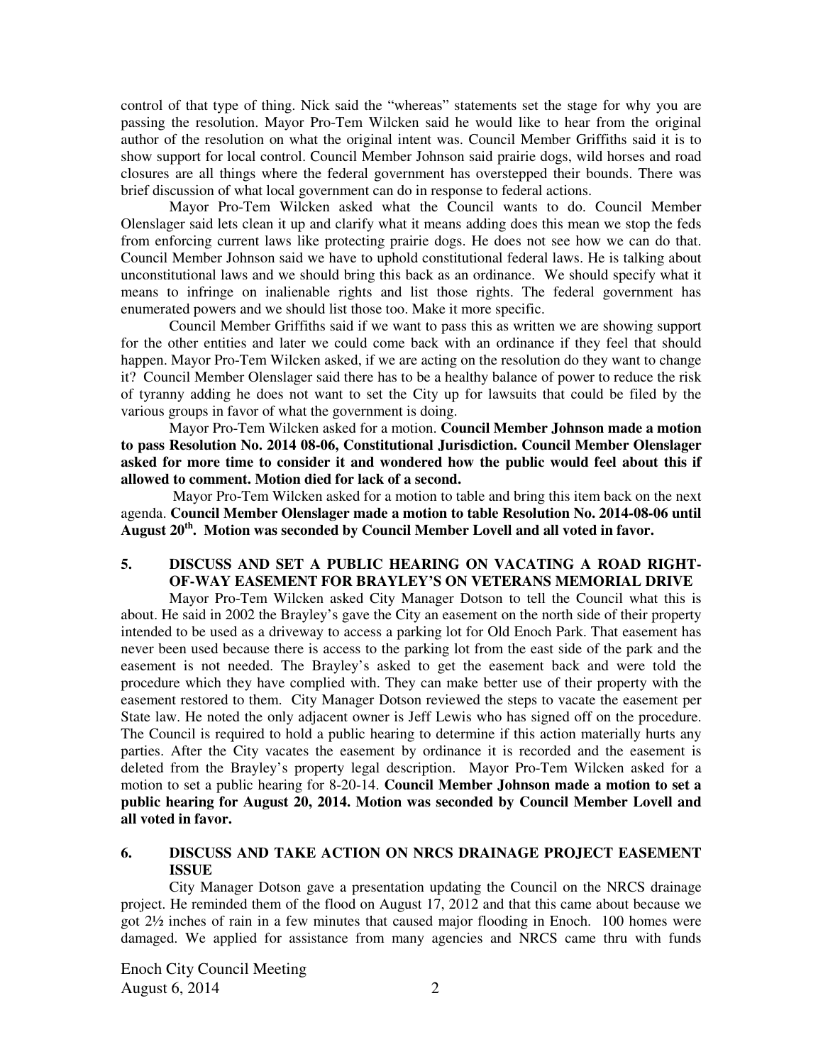control of that type of thing. Nick said the "whereas" statements set the stage for why you are passing the resolution. Mayor Pro-Tem Wilcken said he would like to hear from the original author of the resolution on what the original intent was. Council Member Griffiths said it is to show support for local control. Council Member Johnson said prairie dogs, wild horses and road closures are all things where the federal government has overstepped their bounds. There was brief discussion of what local government can do in response to federal actions.

Mayor Pro-Tem Wilcken asked what the Council wants to do. Council Member Olenslager said lets clean it up and clarify what it means adding does this mean we stop the feds from enforcing current laws like protecting prairie dogs. He does not see how we can do that. Council Member Johnson said we have to uphold constitutional federal laws. He is talking about unconstitutional laws and we should bring this back as an ordinance. We should specify what it means to infringe on inalienable rights and list those rights. The federal government has enumerated powers and we should list those too. Make it more specific.

Council Member Griffiths said if we want to pass this as written we are showing support for the other entities and later we could come back with an ordinance if they feel that should happen. Mayor Pro-Tem Wilcken asked, if we are acting on the resolution do they want to change it? Council Member Olenslager said there has to be a healthy balance of power to reduce the risk of tyranny adding he does not want to set the City up for lawsuits that could be filed by the various groups in favor of what the government is doing.

Mayor Pro-Tem Wilcken asked for a motion. **Council Member Johnson made a motion to pass Resolution No. 2014 08-06, Constitutional Jurisdiction. Council Member Olenslager asked for more time to consider it and wondered how the public would feel about this if allowed to comment. Motion died for lack of a second.**

Mayor Pro-Tem Wilcken asked for a motion to table and bring this item back on the next agenda. **Council Member Olenslager made a motion to table Resolution No. 2014-08-06 until August 20th. Motion was seconded by Council Member Lovell and all voted in favor.**

## 5. DISCUSS AND SET A PUBLIC HEARING ON VACATING A ROAD RIGHT-OF-WAY EASEMENT FOR BRAYLEY'S ON VETERANS MEMORIAL DRIVE

Mayor Pro-Tem Wilcken asked City Manager Dotson to tell the Council what this is about. He said in 2002 the Brayley's gave the City an easement on the north side of their property intended to be used as a driveway to access a parking lot for Old Enoch Park. That easement has never been used because there is access to the parking lot from the east side of the park and the easement is not needed. The Brayley's asked to get the easement back and were told the procedure which they have complied with. They can make better use of their property with the easement restored to them. City Manager Dotson reviewed the steps to vacate the easement per State law. He noted the only adjacent owner is Jeff Lewis who has signed off on the procedure. The Council is required to hold a public hearing to determine if this action materially hurts any parties. After the City vacates the easement by ordinance it is recorded and the easement is deleted from the Brayley's property legal description. Mayor Pro-Tem Wilcken asked for a motion to set a public hearing for 8-20-14. **Council Member Johnson made a motion to set a public hearing for August 20, 2014. Motion was seconded by Council Member Lovell and all voted in favor.**

## 6. DISCUSS AND TAKE ACTION ON NRCS DRAINAGE PROJECT EASEMENT ISSUE

City Manager Dotson gave a presentation updating the Council on the NRCS drainage project. He reminded them of the flood on August 17, 2012 and that this came about because we got 2½ inches of rain in a few minutes that caused major flooding in Enoch. 100 homes were damaged. We applied for assistance from many agencies and NRCS came thru with funds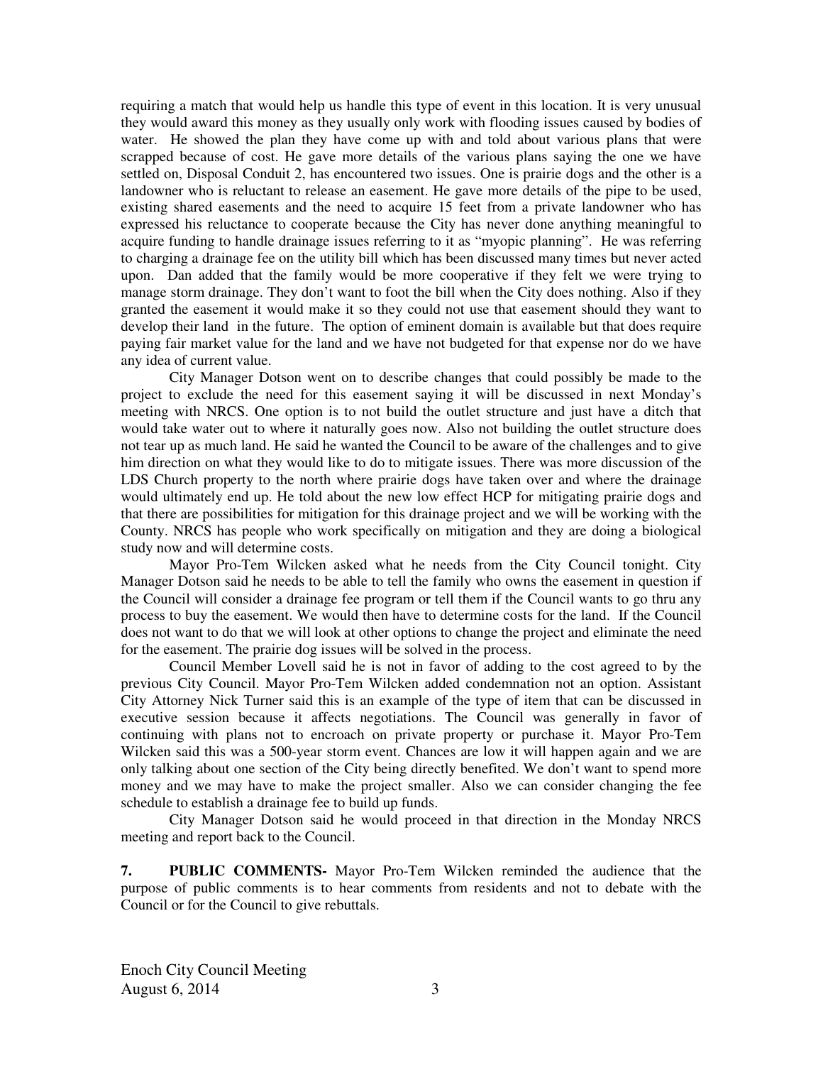requiring a match that would help us handle this type of event in this location. It is very unusual they would award this money as they usually only work with flooding issues caused by bodies of water. He showed the plan they have come up with and told about various plans that were scrapped because of cost. He gave more details of the various plans saying the one we have settled on, Disposal Conduit 2, has encountered two issues. One is prairie dogs and the other is a landowner who is reluctant to release an easement. He gave more details of the pipe to be used, existing shared easements and the need to acquire 15 feet from a private landowner who has expressed his reluctance to cooperate because the City has never done anything meaningful to acquire funding to handle drainage issues referring to it as "myopic planning". He was referring to charging a drainage fee on the utility bill which has been discussed many times but never acted upon. Dan added that the family would be more cooperative if they felt we were trying to manage storm drainage. They don't want to foot the bill when the City does nothing. Also if they granted the easement it would make it so they could not use that easement should they want to develop their land in the future. The option of eminent domain is available but that does require paying fair market value for the land and we have not budgeted for that expense nor do we have any idea of current value.

City Manager Dotson went on to describe changes that could possibly be made to the project to exclude the need for this easement saying it will be discussed in next Monday's meeting with NRCS. One option is to not build the outlet structure and just have a ditch that would take water out to where it naturally goes now. Also not building the outlet structure does not tear up as much land. He said he wanted the Council to be aware of the challenges and to give him direction on what they would like to do to mitigate issues. There was more discussion of the LDS Church property to the north where prairie dogs have taken over and where the drainage would ultimately end up. He told about the new low effect HCP for mitigating prairie dogs and that there are possibilities for mitigation for this drainage project and we will be working with the County. NRCS has people who work specifically on mitigation and they are doing a biological study now and will determine costs.

Mayor Pro-Tem Wilcken asked what he needs from the City Council tonight. City Manager Dotson said he needs to be able to tell the family who owns the easement in question if the Council will consider a drainage fee program or tell them if the Council wants to go thru any process to buy the easement. We would then have to determine costs for the land. If the Council does not want to do that we will look at other options to change the project and eliminate the need for the easement. The prairie dog issues will be solved in the process.

Council Member Lovell said he is not in favor of adding to the cost agreed to by the previous City Council. Mayor Pro-Tem Wilcken added condemnation not an option. Assistant City Attorney Nick Turner said this is an example of the type of item that can be discussed in executive session because it affects negotiations. The Council was generally in favor of continuing with plans not to encroach on private property or purchase it. Mayor Pro-Tem Wilcken said this was a 500-year storm event. Chances are low it will happen again and we are only talking about one section of the City being directly benefited. We don't want to spend more money and we may have to make the project smaller. Also we can consider changing the fee schedule to establish a drainage fee to build up funds.

City Manager Dotson said he would proceed in that direction in the Monday NRCS meeting and report back to the Council.

**7. PUBLIC COMMENTS-** Mayor Pro-Tem Wilcken reminded the audience that the purpose of public comments is to hear comments from residents and not to debate with the Council or for the Council to give rebuttals.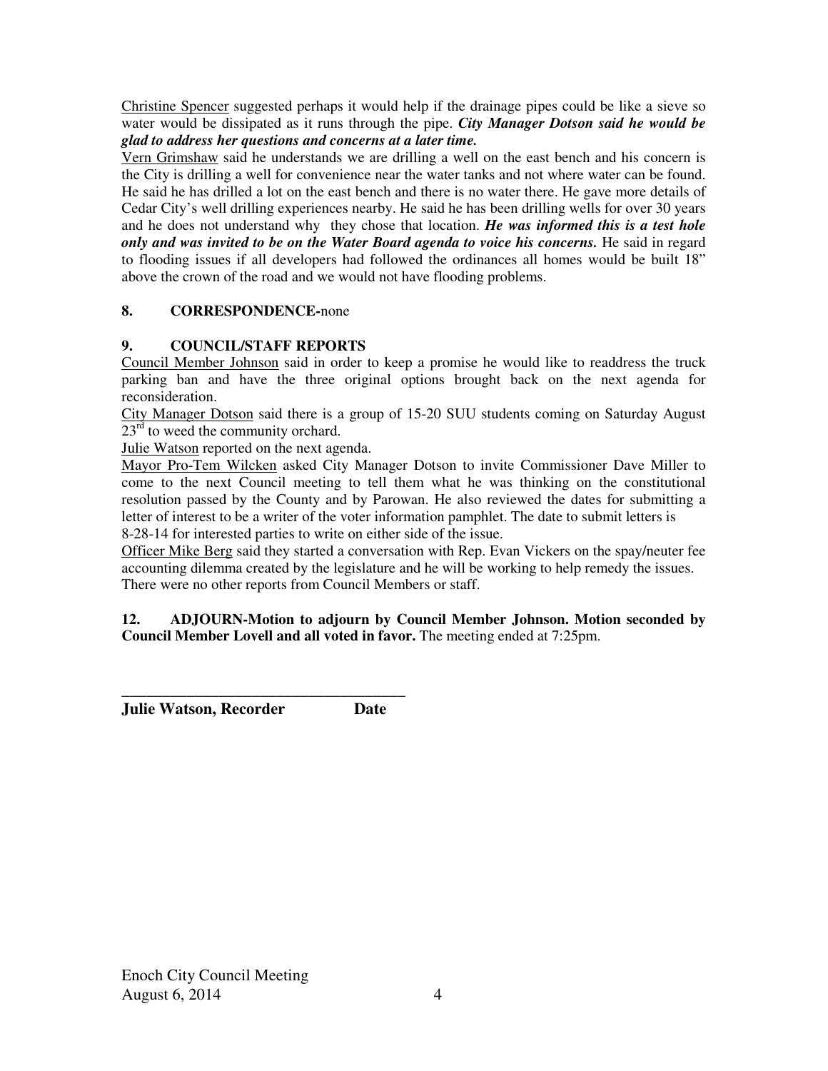Christine Spencer suggested perhaps it would help if the drainage pipes could be like a sieve so water would be dissipated as it runs through the pipe. ***City Manager Dotson said he would be glad to address her questions and concerns at a later time.***

Vern Grimshaw said he understands we are drilling a well on the east bench and his concern is the City is drilling a well for convenience near the water tanks and not where water can be found. He said he has drilled a lot on the east bench and there is no water there. He gave more details of Cedar City's well drilling experiences nearby. He said he has been drilling wells for over 30 years and he does not understand why they chose that location. ***He was informed this is a test hole only and was invited to be on the Water Board agenda to voice his concerns.*** He said in regard to flooding issues if all developers had followed the ordinances all homes would be built 18" above the crown of the road and we would not have flooding problems.

**8. CORRESPONDENCE-**none

**9. COUNCIL/STAFF REPORTS**

Council Member Johnson said in order to keep a promise he would like to readdress the truck parking ban and have the three original options brought back on the next agenda for reconsideration.

City Manager Dotson said there is a group of 15-20 SUU students coming on Saturday August 23rd to weed the community orchard.

Julie Watson reported on the next agenda.

Mayor Pro-Tem Wilcken asked City Manager Dotson to invite Commissioner Dave Miller to come to the next Council meeting to tell them what he was thinking on the constitutional resolution passed by the County and by Parowan. He also reviewed the dates for submitting a letter of interest to be a writer of the voter information pamphlet. The date to submit letters is 8-28-14 for interested parties to write on either side of the issue.

Officer Mike Berg said they started a conversation with Rep. Evan Vickers on the spay/neuter fee accounting dilemma created by the legislature and he will be working to help remedy the issues.

There were no other reports from Council Members or staff.

**12. ADJOURN-Motion to adjourn by Council Member Johnson. Motion seconded by Council Member Lovell and all voted in favor.** The meeting ended at 7:25pm.

\_\_\_\_\_\_\_\_\_\_\_\_\_\_\_\_\_\_\_\_\_\_\_\_\_\_\_\_\_\_\_\_\_\_\_\_

**Julie Watson, Recorder Date**